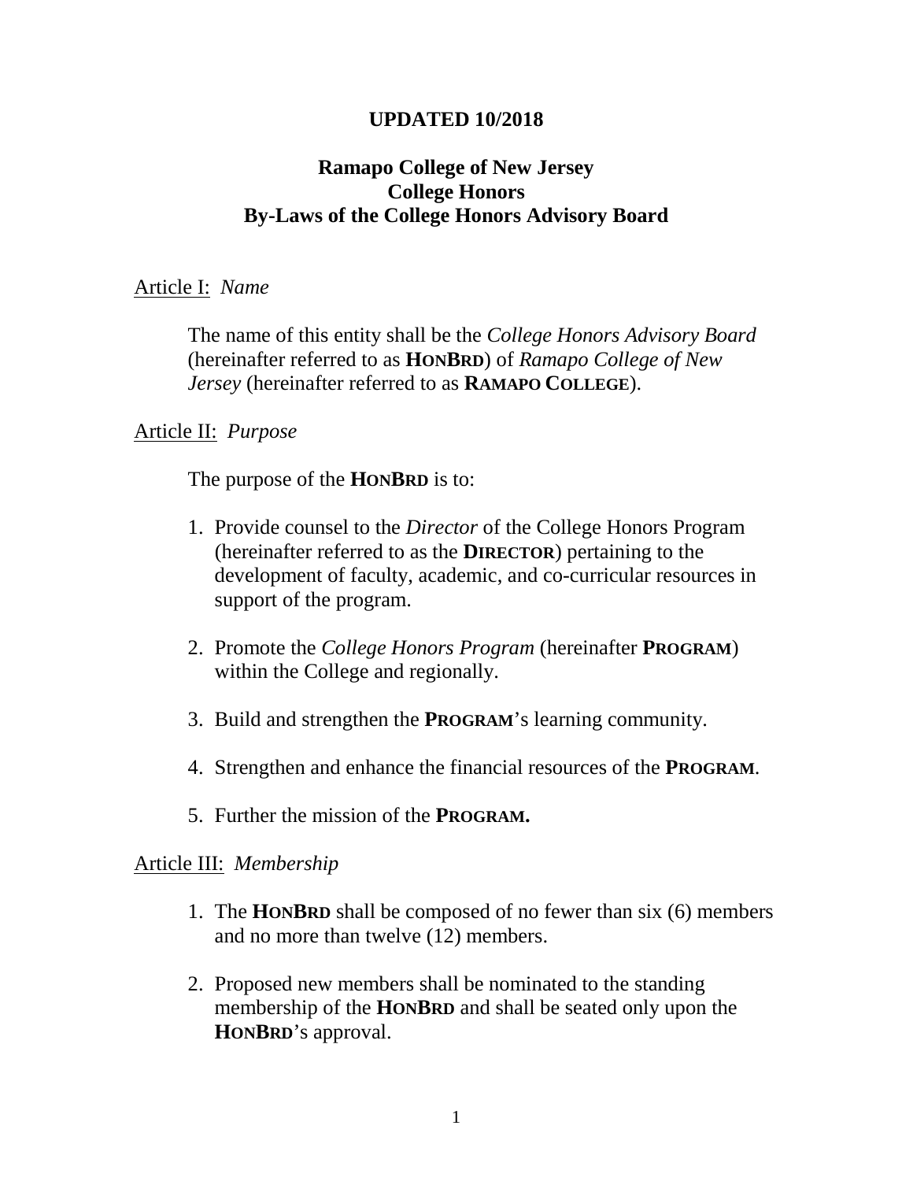**UPDATED 10/2018**

# Ramapo College of New Jersey
# College Honors
# By-Laws of the College Honors Advisory Board

## Article I: *Name*

The name of this entity shall be the *College Honors Advisory Board* (hereinafter referred to as **HONBRD**) of *Ramapo College of New Jersey* (hereinafter referred to as **RAMAPO COLLEGE**).

## Article II: *Purpose*

The purpose of the **HONBRD** is to:

1. Provide counsel to the *Director* of the College Honors Program (hereinafter referred to as the **DIRECTOR**) pertaining to the development of faculty, academic, and co-curricular resources in support of the program.

2. Promote the *College Honors Program* (hereinafter **PROGRAM**) within the College and regionally.

3. Build and strengthen the **PROGRAM**'s learning community.

4. Strengthen and enhance the financial resources of the **PROGRAM**.

5. Further the mission of the **PROGRAM.**

## Article III: *Membership*

1. The **HONBRD** shall be composed of no fewer than six (6) members and no more than twelve (12) members.

2. Proposed new members shall be nominated to the standing membership of the **HONBRD** and shall be seated only upon the **HONBRD**'s approval.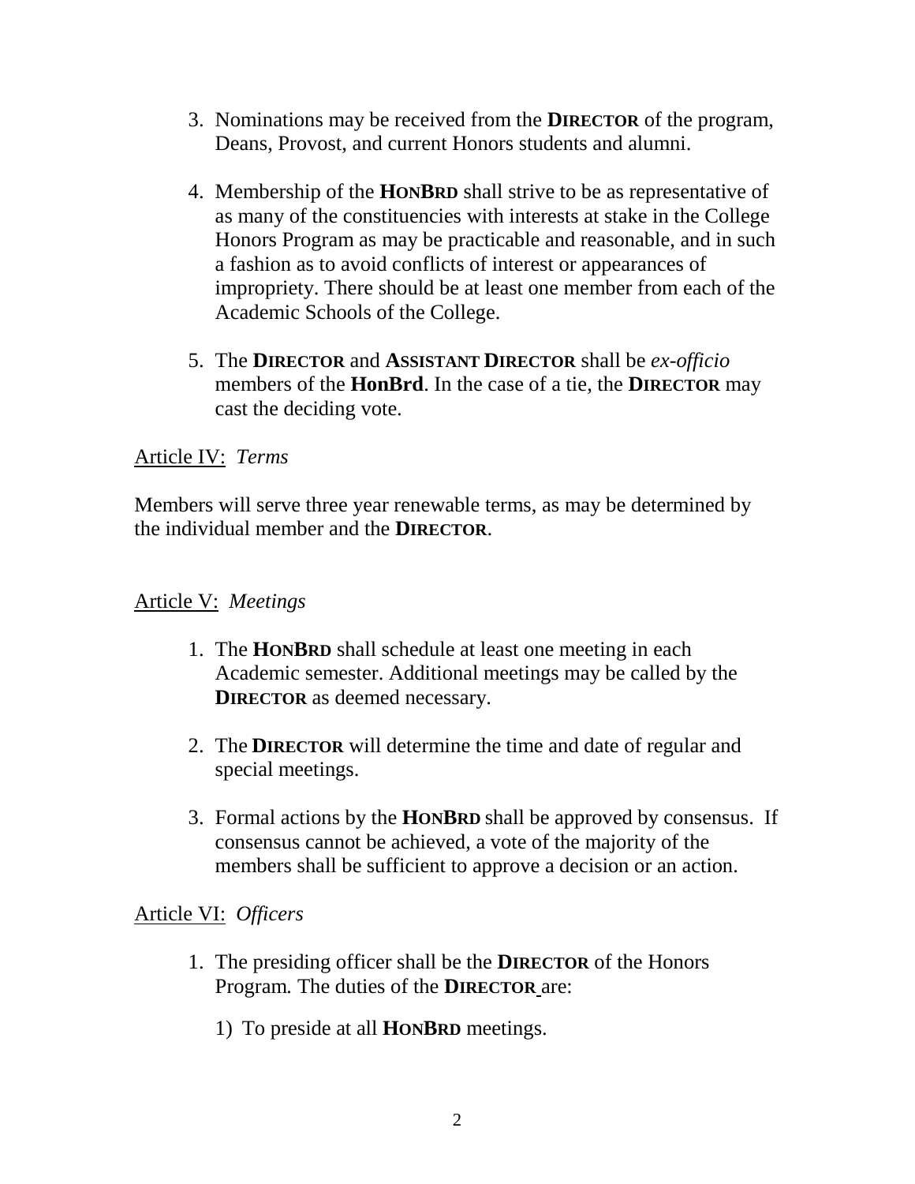3. Nominations may be received from the **DIRECTOR** of the program, Deans, Provost, and current Honors students and alumni.

4. Membership of the **HONBRD** shall strive to be as representative of as many of the constituencies with interests at stake in the College Honors Program as may be practicable and reasonable, and in such a fashion as to avoid conflicts of interest or appearances of impropriety. There should be at least one member from each of the Academic Schools of the College.

5. The **DIRECTOR** and **ASSISTANT DIRECTOR** shall be *ex-officio* members of the **HonBrd**. In the case of a tie, the **DIRECTOR** may cast the deciding vote.

Article IV: *Terms*

Members will serve three year renewable terms, as may be determined by the individual member and the **DIRECTOR**.

Article V: *Meetings*

1. The **HONBRD** shall schedule at least one meeting in each Academic semester. Additional meetings may be called by the **DIRECTOR** as deemed necessary.

2. The **DIRECTOR** will determine the time and date of regular and special meetings.

3. Formal actions by the **HONBRD** shall be approved by consensus. If consensus cannot be achieved, a vote of the majority of the members shall be sufficient to approve a decision or an action.

Article VI: *Officers*

1. The presiding officer shall be the **DIRECTOR** of the Honors Program. The duties of the **DIRECTOR** are:

    1) To preside at all **HONBRD** meetings.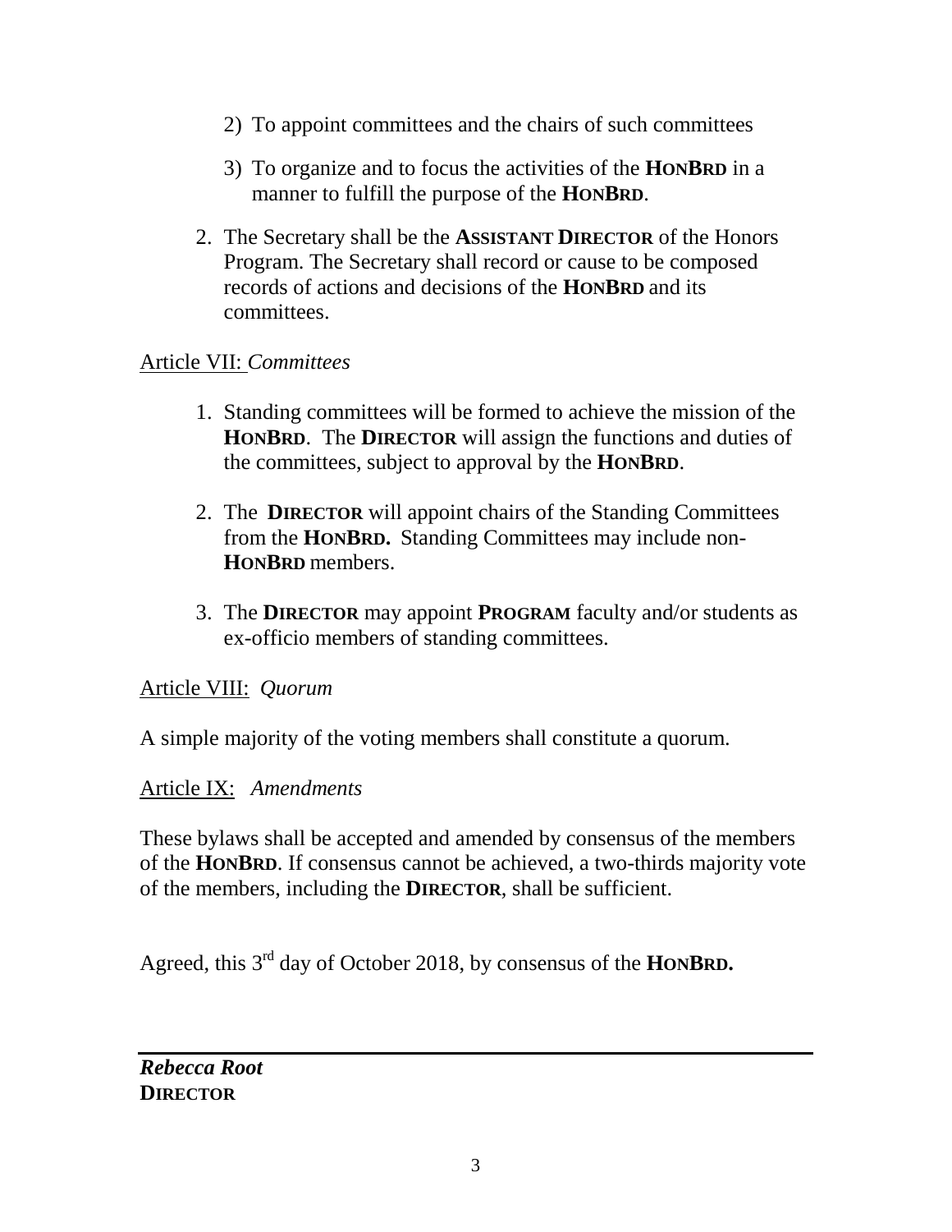2) To appoint committees and the chairs of such committees

3) To organize and to focus the activities of the **HONBRD** in a manner to fulfill the purpose of the **HONBRD**.

2. The Secretary shall be the **ASSISTANT DIRECTOR** of the Honors Program. The Secretary shall record or cause to be composed records of actions and decisions of the **HONBRD** and its committees.

Article VII: *Committees*

1. Standing committees will be formed to achieve the mission of the **HONBRD**. The **DIRECTOR** will assign the functions and duties of the committees, subject to approval by the **HONBRD**.

2. The **DIRECTOR** will appoint chairs of the Standing Committees from the **HONBRD.** Standing Committees may include non-**HONBRD** members.

3. The **DIRECTOR** may appoint **PROGRAM** faculty and/or students as ex-officio members of standing committees.

Article VIII: *Quorum*

A simple majority of the voting members shall constitute a quorum.

Article IX: *Amendments*

These bylaws shall be accepted and amended by consensus of the members of the **HONBRD**. If consensus cannot be achieved, a two-thirds majority vote of the members, including the **DIRECTOR**, shall be sufficient.

Agreed, this 3rd day of October 2018, by consensus of the **HONBRD.**

***Rebecca Root***
**DIRECTOR**